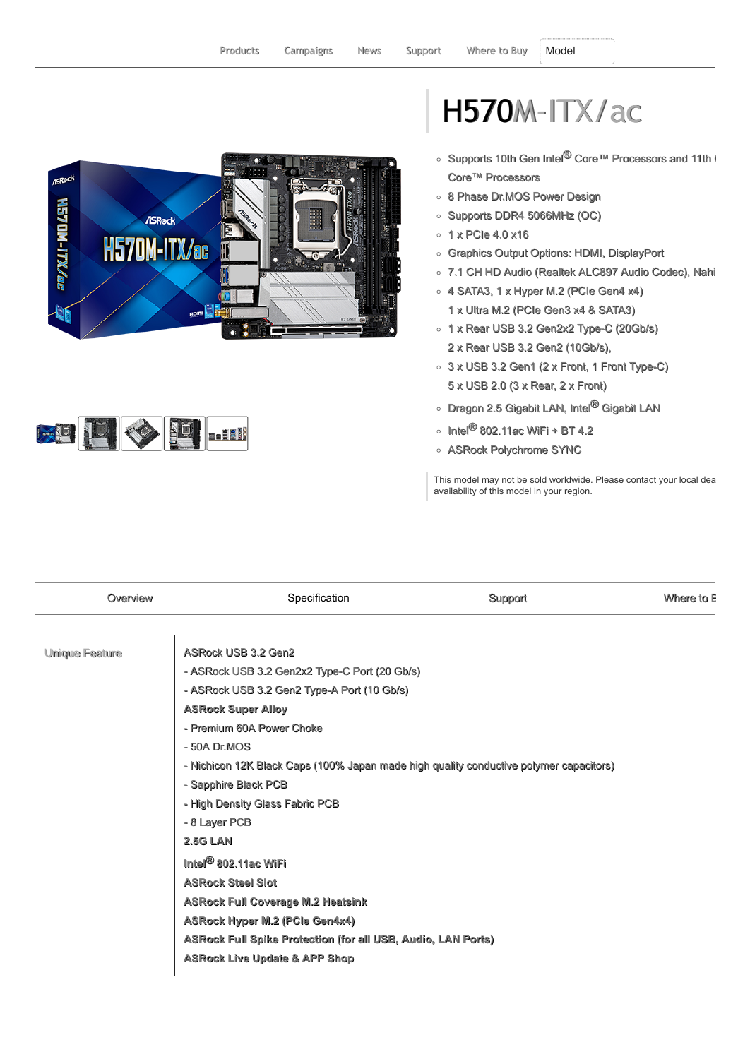Products Campaigns News Support Where to Buy Model

# H570M-ITX/ac

- Supports 10th Gen Intel® Core™ Processors and 11th Gen Intel® Core™ Processors
- 8 Phase Dr.MOS Power Design
- Supports DDR4 5066MHz (OC)
- 1 x PCIe 4.0 x16
- Graphics Output Options: HDMI, DisplayPort
- 7.1 CH HD Audio (Realtek ALC897 Audio Codec), Nahi
- 4 SATA3, 1 x Hyper M.2 (PCIe Gen4 x4)
  1 x Ultra M.2 (PCIe Gen3 x4 & SATA3)
- 1 x Rear USB 3.2 Gen2x2 Type-C (20Gb/s)
  2 x Rear USB 3.2 Gen2 (10Gb/s),
- 3 x USB 3.2 Gen1 (2 x Front, 1 Front Type-C)
  5 x USB 2.0 (3 x Rear, 2 x Front)
- Dragon 2.5 Gigabit LAN, Intel® Gigabit LAN
- Intel® 802.11ac WiFi + BT 4.2
- ASRock Polychrome SYNC

This model may not be sold worldwide. Please contact your local dea availability of this model in your region.

Overview | Specification | Support | Where to B

**Unique Feature**

ASRock USB 3.2 Gen2
- ASRock USB 3.2 Gen2x2 Type-C Port (20 Gb/s)
- ASRock USB 3.2 Gen2 Type-A Port (10 Gb/s)

**ASRock Super Alloy**
- Premium 60A Power Choke
- 50A Dr.MOS
- Nichicon 12K Black Caps (100% Japan made high quality conductive polymer capacitors)
- Sapphire Black PCB
- High Density Glass Fabric PCB
- 8 Layer PCB

**2.5G LAN**

**Intel® 802.11ac WiFi**

**ASRock Steel Slot**

**ASRock Full Coverage M.2 Heatsink**

**ASRock Hyper M.2 (PCIe Gen4x4)**

**ASRock Full Spike Protection (for all USB, Audio, LAN Ports)**

**ASRock Live Update & APP Shop**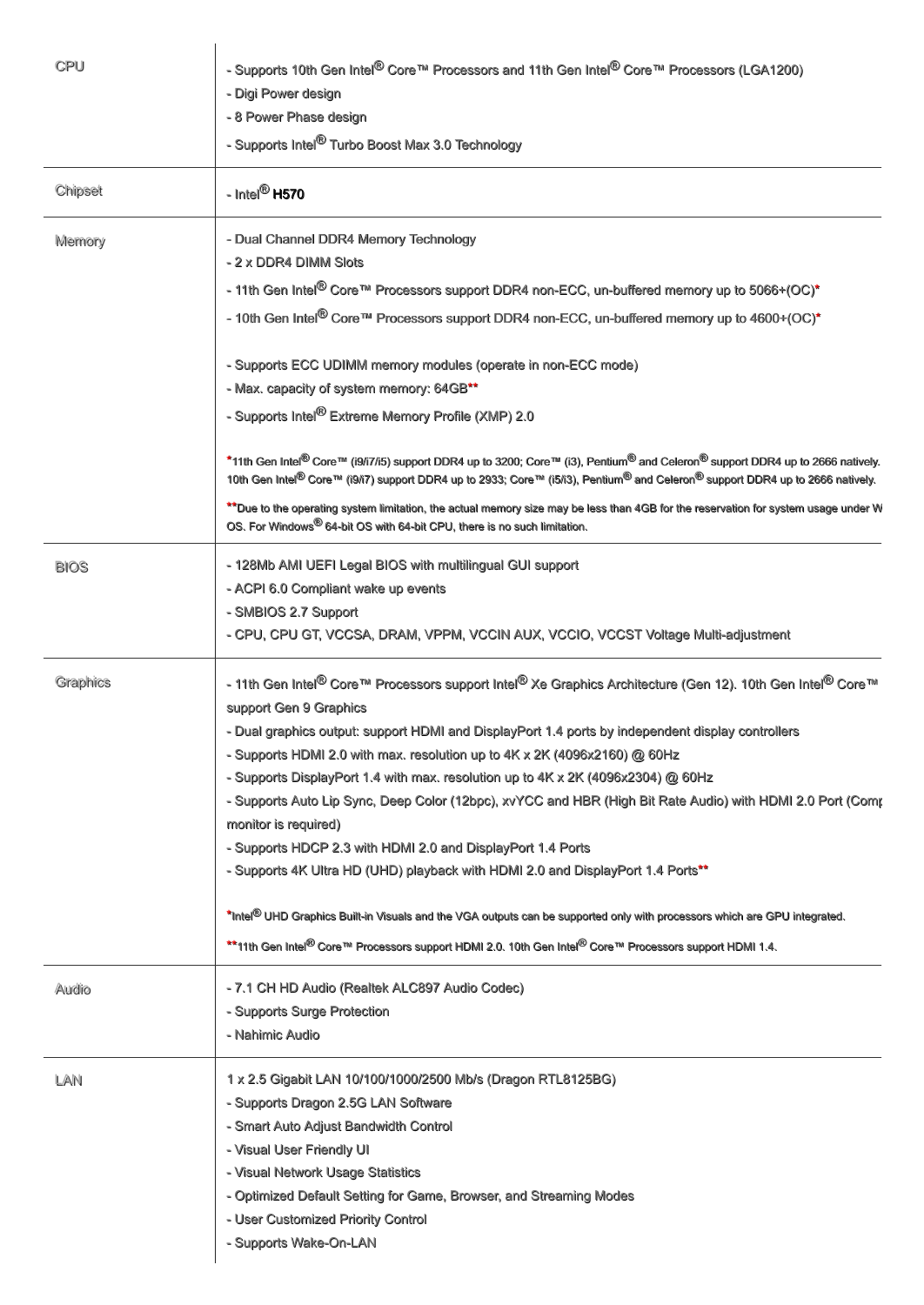| | |
|---|---|
| CPU | - Supports 10th Gen Intel® Core™ Processors and 11th Gen Intel® Core™ Processors (LGA1200)<br>- Digi Power design<br>- 8 Power Phase design<br>- Supports Intel® Turbo Boost Max 3.0 Technology |
| Chipset | - Intel® **H570** |
| Memory | - Dual Channel DDR4 Memory Technology<br>- 2 x DDR4 DIMM Slots<br>- 11th Gen Intel® Core™ Processors support DDR4 non-ECC, un-buffered memory up to 5066+(OC)*<br>- 10th Gen Intel® Core™ Processors support DDR4 non-ECC, un-buffered memory up to 4600+(OC)*<br><br>- Supports ECC UDIMM memory modules (operate in non-ECC mode)<br>- Max. capacity of system memory: 64GB**<br>- Supports Intel® Extreme Memory Profile (XMP) 2.0<br><br>*11th Gen Intel® Core™ (i9/i7/i5) support DDR4 up to 3200; Core™ (i3), Pentium® and Celeron® support DDR4 up to 2666 natively. 10th Gen Intel® Core™ (i9/i7) support DDR4 up to 2933; Core™ (i5/i3), Pentium® and Celeron® support DDR4 up to 2666 natively.<br><br>**Due to the operating system limitation, the actual memory size may be less than 4GB for the reservation for system usage under W OS. For Windows® 64-bit OS with 64-bit CPU, there is no such limitation. |
| BIOS | - 128Mb AMI UEFI Legal BIOS with multilingual GUI support<br>- ACPI 6.0 Compliant wake up events<br>- SMBIOS 2.7 Support<br>- CPU, CPU GT, VCCSA, DRAM, VPPM, VCCIN AUX, VCCIO, VCCST Voltage Multi-adjustment |
| Graphics | - 11th Gen Intel® Core™ Processors support Intel® Xe Graphics Architecture (Gen 12). 10th Gen Intel® Core™ support Gen 9 Graphics<br>- Dual graphics output: support HDMI and DisplayPort 1.4 ports by independent display controllers<br>- Supports HDMI 2.0 with max. resolution up to 4K x 2K (4096x2160) @ 60Hz<br>- Supports DisplayPort 1.4 with max. resolution up to 4K x 2K (4096x2304) @ 60Hz<br>- Supports Auto Lip Sync, Deep Color (12bpc), xvYCC and HBR (High Bit Rate Audio) with HDMI 2.0 Port (Comp monitor is required)<br>- Supports HDCP 2.3 with HDMI 2.0 and DisplayPort 1.4 Ports<br>- Supports 4K Ultra HD (UHD) playback with HDMI 2.0 and DisplayPort 1.4 Ports**<br><br>*Intel® UHD Graphics Built-in Visuals and the VGA outputs can be supported only with processors which are GPU integrated.<br><br>**11th Gen Intel® Core™ Processors support HDMI 2.0. 10th Gen Intel® Core™ Processors support HDMI 1.4. |
| Audio | - 7.1 CH HD Audio (Realtek ALC897 Audio Codec)<br>- Supports Surge Protection<br>- Nahimic Audio |
| LAN | 1 x 2.5 Gigabit LAN 10/100/1000/2500 Mb/s (Dragon RTL8125BG)<br>- Supports Dragon 2.5G LAN Software<br>- Smart Auto Adjust Bandwidth Control<br>- Visual User Friendly UI<br>- Visual Network Usage Statistics<br>- Optimized Default Setting for Game, Browser, and Streaming Modes<br>- User Customized Priority Control<br>- Supports Wake-On-LAN |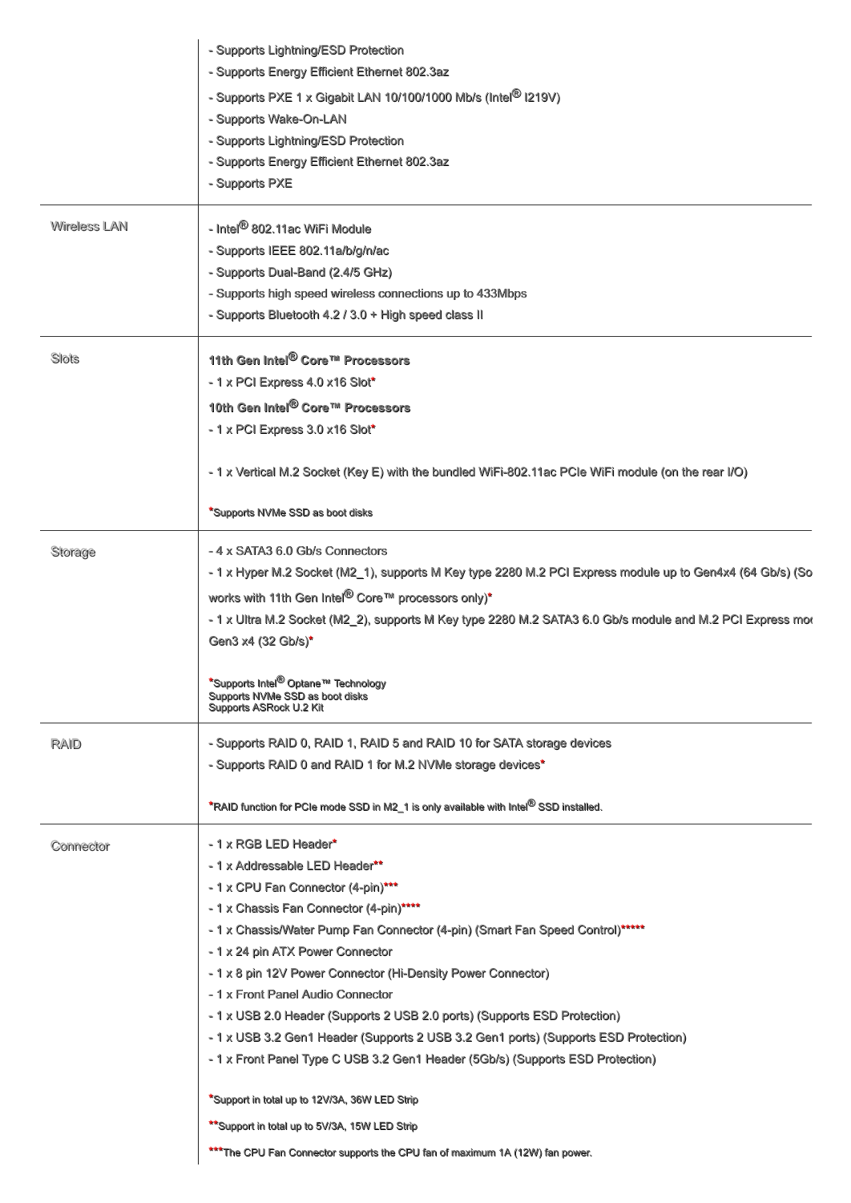| | |
|---|---|
| | - Supports Lightning/ESD Protection<br>- Supports Energy Efficient Ethernet 802.3az<br>- Supports PXE 1 x Gigabit LAN 10/100/1000 Mb/s (Intel® I219V)<br>- Supports Wake-On-LAN<br>- Supports Lightning/ESD Protection<br>- Supports Energy Efficient Ethernet 802.3az<br>- Supports PXE |
| Wireless LAN | - Intel® 802.11ac WiFi Module<br>- Supports IEEE 802.11a/b/g/n/ac<br>- Supports Dual-Band (2.4/5 GHz)<br>- Supports high speed wireless connections up to 433Mbps<br>- Supports Bluetooth 4.2 / 3.0 + High speed class II |
| Slots | **11th Gen Intel® Core™ Processors**<br>- 1 x PCI Express 4.0 x16 Slot*<br>**10th Gen Intel® Core™ Processors**<br>- 1 x PCI Express 3.0 x16 Slot*<br><br>- 1 x Vertical M.2 Socket (Key E) with the bundled WiFi-802.11ac PCIe WiFi module (on the rear I/O)<br><br>*Supports NVMe SSD as boot disks |
| Storage | - 4 x SATA3 6.0 Gb/s Connectors<br>- 1 x Hyper M.2 Socket (M2_1), supports M Key type 2280 M.2 PCI Express module up to Gen4x4 (64 Gb/s) (So works with 11th Gen Intel® Core™ processors only)*<br>- 1 x Ultra M.2 Socket (M2_2), supports M Key type 2280 M.2 SATA3 6.0 Gb/s module and M.2 PCI Express mod Gen3 x4 (32 Gb/s)*<br><br>*Supports Intel® Optane™ Technology<br>Supports NVMe SSD as boot disks<br>Supports ASRock U.2 Kit |
| RAID | - Supports RAID 0, RAID 1, RAID 5 and RAID 10 for SATA storage devices<br>- Supports RAID 0 and RAID 1 for M.2 NVMe storage devices*<br><br>*RAID function for PCIe mode SSD in M2_1 is only available with Intel® SSD installed. |
| Connector | - 1 x RGB LED Header*<br>- 1 x Addressable LED Header**<br>- 1 x CPU Fan Connector (4-pin)***<br>- 1 x Chassis Fan Connector (4-pin)****<br>- 1 x Chassis/Water Pump Fan Connector (4-pin) (Smart Fan Speed Control)*****<br>- 1 x 24 pin ATX Power Connector<br>- 1 x 8 pin 12V Power Connector (Hi-Density Power Connector)<br>- 1 x Front Panel Audio Connector<br>- 1 x USB 2.0 Header (Supports 2 USB 2.0 ports) (Supports ESD Protection)<br>- 1 x USB 3.2 Gen1 Header (Supports 2 USB 3.2 Gen1 ports) (Supports ESD Protection)<br>- 1 x Front Panel Type C USB 3.2 Gen1 Header (5Gb/s) (Supports ESD Protection)<br><br>*Support in total up to 12V/3A, 36W LED Strip<br><br>**Support in total up to 5V/3A, 15W LED Strip<br><br>***The CPU Fan Connector supports the CPU fan of maximum 1A (12W) fan power. |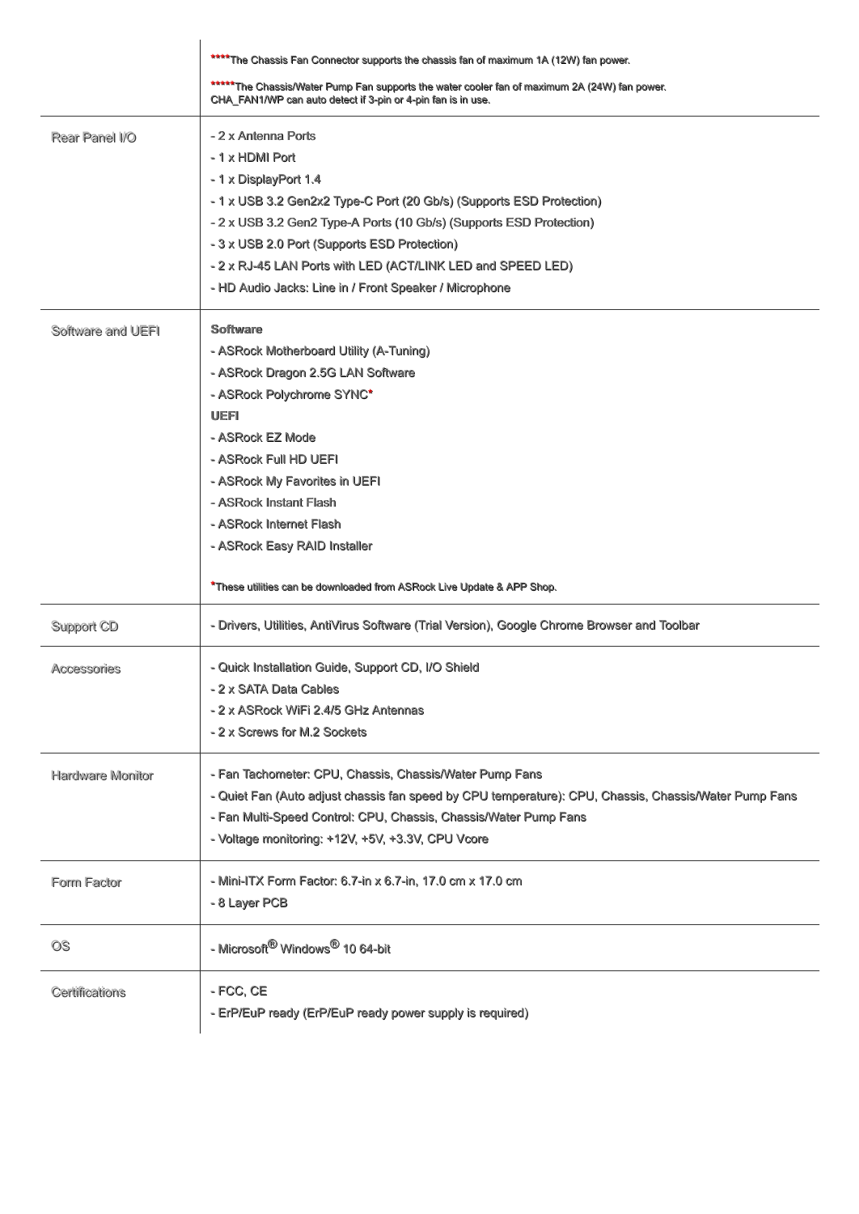| | |
|---|---|
| | ****The Chassis Fan Connector supports the chassis fan of maximum 1A (12W) fan power.<br><br>*****The Chassis/Water Pump Fan supports the water cooler fan of maximum 2A (24W) fan power. CHA_FAN1/WP can auto detect if 3-pin or 4-pin fan is in use. |
| Rear Panel I/O | - 2 x Antenna Ports<br>- 1 x HDMI Port<br>- 1 x DisplayPort 1.4<br>- 1 x USB 3.2 Gen2x2 Type-C Port (20 Gb/s) (Supports ESD Protection)<br>- 2 x USB 3.2 Gen2 Type-A Ports (10 Gb/s) (Supports ESD Protection)<br>- 3 x USB 2.0 Port (Supports ESD Protection)<br>- 2 x RJ-45 LAN Ports with LED (ACT/LINK LED and SPEED LED)<br>- HD Audio Jacks: Line in / Front Speaker / Microphone |
| Software and UEFI | **Software**<br>- ASRock Motherboard Utility (A-Tuning)<br>- ASRock Dragon 2.5G LAN Software<br>- ASRock Polychrome SYNC*<br>**UEFI**<br>- ASRock EZ Mode<br>- ASRock Full HD UEFI<br>- ASRock My Favorites in UEFI<br>- ASRock Instant Flash<br>- ASRock Internet Flash<br>- ASRock Easy RAID Installer<br><br>*These utilities can be downloaded from ASRock Live Update & APP Shop. |
| Support CD | - Drivers, Utilities, AntiVirus Software (Trial Version), Google Chrome Browser and Toolbar |
| Accessories | - Quick Installation Guide, Support CD, I/O Shield<br>- 2 x SATA Data Cables<br>- 2 x ASRock WiFi 2.4/5 GHz Antennas<br>- 2 x Screws for M.2 Sockets |
| Hardware Monitor | - Fan Tachometer: CPU, Chassis, Chassis/Water Pump Fans<br>- Quiet Fan (Auto adjust chassis fan speed by CPU temperature): CPU, Chassis, Chassis/Water Pump Fans<br>- Fan Multi-Speed Control: CPU, Chassis, Chassis/Water Pump Fans<br>- Voltage monitoring: +12V, +5V, +3.3V, CPU Vcore |
| Form Factor | - Mini-ITX Form Factor: 6.7-in x 6.7-in, 17.0 cm x 17.0 cm<br>- 8 Layer PCB |
| OS | - Microsoft® Windows® 10 64-bit |
| Certifications | - FCC, CE<br>- ErP/EuP ready (ErP/EuP ready power supply is required) |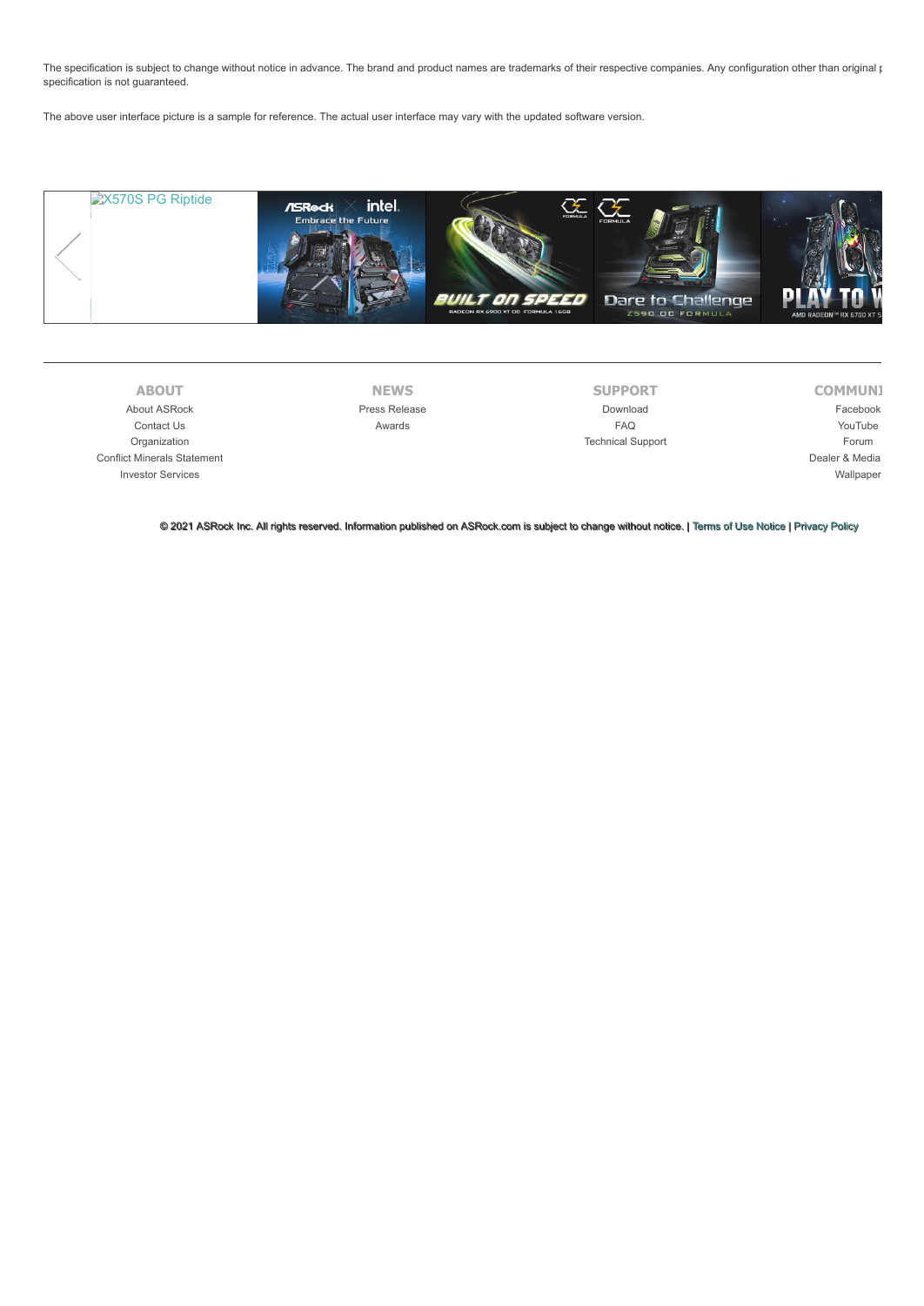The specification is subject to change without notice in advance. The brand and product names are trademarks of their respective companies. Any configuration other than original p specification is not guaranteed.

The above user interface picture is a sample for reference. The actual user interface may vary with the updated software version.

X570S PG Riptide

**ABOUT**

About ASRock
Contact Us
Organization
Conflict Minerals Statement
Investor Services

**NEWS**

Press Release
Awards

**SUPPORT**

Download
FAQ
Technical Support

**COMMUNI**

Facebook
YouTube
Forum
Dealer & Media
Wallpaper

© 2021 ASRock Inc. All rights reserved. Information published on ASRock.com is subject to change without notice. | Terms of Use Notice | Privacy Policy